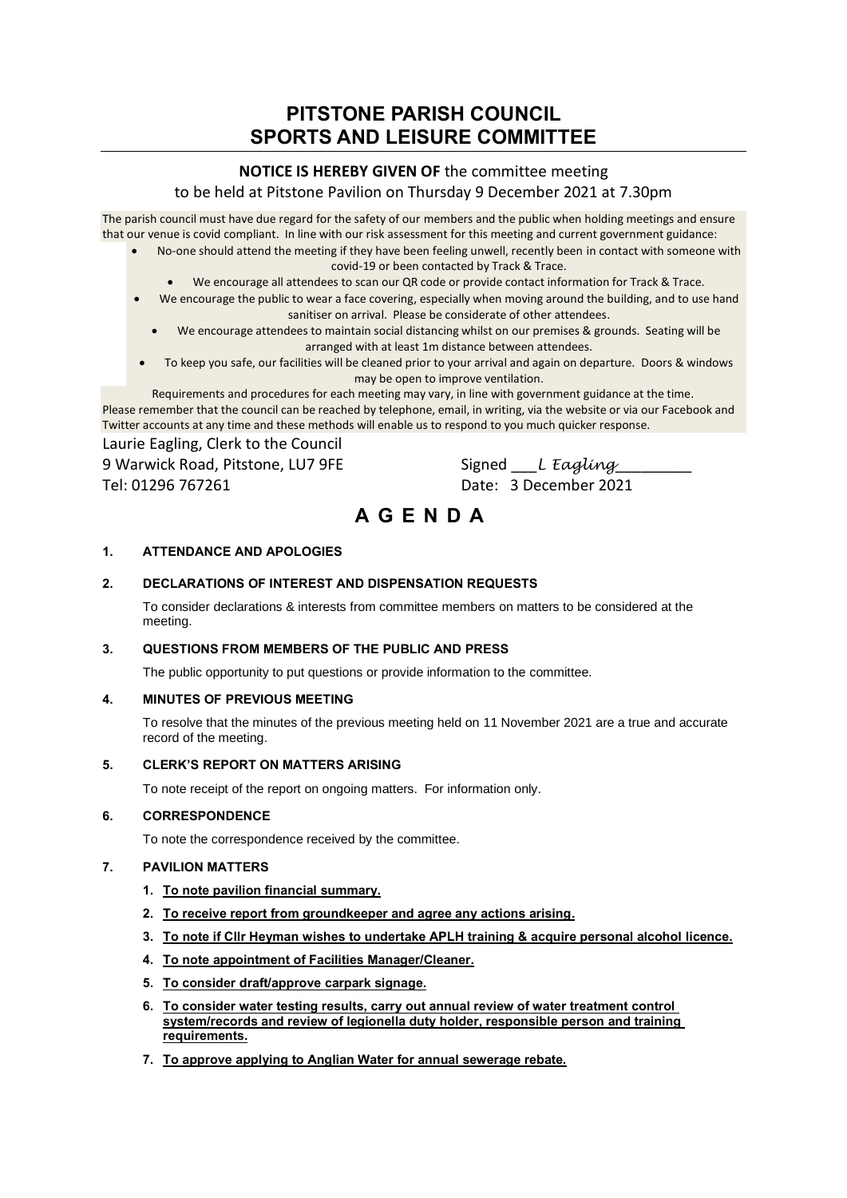# PITSTONE PARISH COUNCIL
# SPORTS AND LEISURE COMMITTEE

**NOTICE IS HEREBY GIVEN OF** the committee meeting
to be held at Pitstone Pavilion on Thursday 9 December 2021 at 7.30pm

The parish council must have due regard for the safety of our members and the public when holding meetings and ensure that our venue is covid compliant. In line with our risk assessment for this meeting and current government guidance:

- No-one should attend the meeting if they have been feeling unwell, recently been in contact with someone with covid-19 or been contacted by Track & Trace.
- We encourage all attendees to scan our QR code or provide contact information for Track & Trace.
- We encourage the public to wear a face covering, especially when moving around the building, and to use hand sanitiser on arrival. Please be considerate of other attendees.
- We encourage attendees to maintain social distancing whilst on our premises & grounds. Seating will be arranged with at least 1m distance between attendees.
- To keep you safe, our facilities will be cleaned prior to your arrival and again on departure. Doors & windows may be open to improve ventilation.

Requirements and procedures for each meeting may vary, in line with government guidance at the time.
Please remember that the council can be reached by telephone, email, in writing, via the website or via our Facebook and Twitter accounts at any time and these methods will enable us to respond to you much quicker response.

Laurie Eagling, Clerk to the Council
9 Warwick Road, Pitstone, LU7 9FE
Tel: 01296 767261

Signed ___*L Eagling*_________
Date: 3 December 2021

# A G E N D A

**1. ATTENDANCE AND APOLOGIES**

**2. DECLARATIONS OF INTEREST AND DISPENSATION REQUESTS**

To consider declarations & interests from committee members on matters to be considered at the meeting.

**3. QUESTIONS FROM MEMBERS OF THE PUBLIC AND PRESS**

The public opportunity to put questions or provide information to the committee.

**4. MINUTES OF PREVIOUS MEETING**

To resolve that the minutes of the previous meeting held on 11 November 2021 are a true and accurate record of the meeting.

**5. CLERK'S REPORT ON MATTERS ARISING**

To note receipt of the report on ongoing matters. For information only.

**6. CORRESPONDENCE**

To note the correspondence received by the committee.

**7. PAVILION MATTERS**

1. **To note pavilion financial summary.**
2. **To receive report from groundkeeper and agree any actions arising.**
3. **To note if Cllr Heyman wishes to undertake APLH training & acquire personal alcohol licence.**
4. **To note appointment of Facilities Manager/Cleaner.**
5. **To consider draft/approve carpark signage.**
6. **To consider water testing results, carry out annual review of water treatment control system/records and review of legionella duty holder, responsible person and training requirements.**
7. **To approve applying to Anglian Water for annual sewerage rebate.**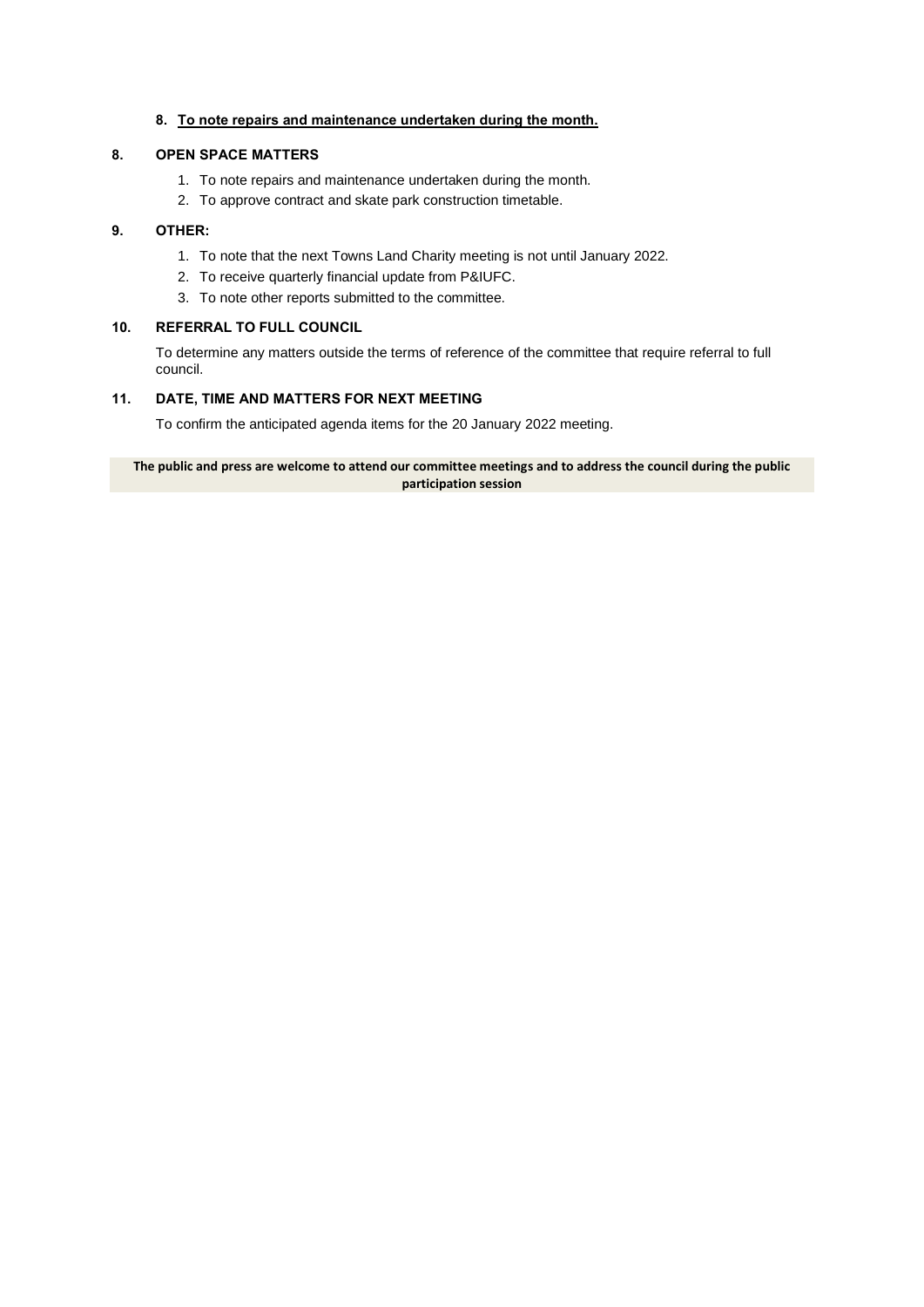8. **To note repairs and maintenance undertaken during the month.**

**8. OPEN SPACE MATTERS**

1. To note repairs and maintenance undertaken during the month.
2. To approve contract and skate park construction timetable.

**9. OTHER:**

1. To note that the next Towns Land Charity meeting is not until January 2022.
2. To receive quarterly financial update from P&IUFC.
3. To note other reports submitted to the committee.

**10. REFERRAL TO FULL COUNCIL**

To determine any matters outside the terms of reference of the committee that require referral to full council.

**11. DATE, TIME AND MATTERS FOR NEXT MEETING**

To confirm the anticipated agenda items for the 20 January 2022 meeting.

**The public and press are welcome to attend our committee meetings and to address the council during the public participation session**